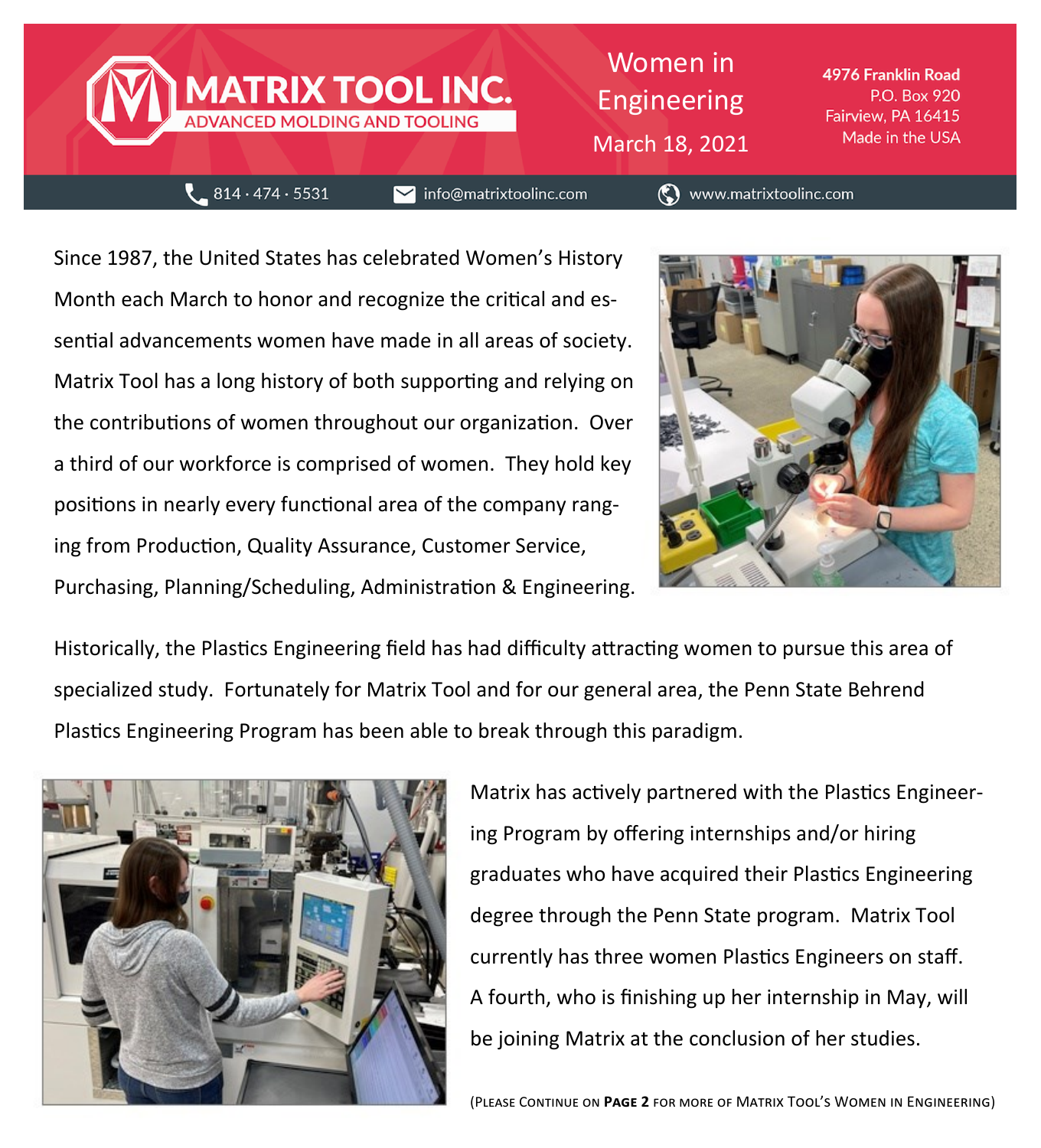# MATRIX TOOL INC.

ADVANCED MOLDING AND TOOLING

## Women in Engineering

March 18, 2021

**4976 Franklin Road**
P.O. Box 920
Fairview, PA 16415
Made in the USA

814 · 474 · 5531 | info@matrixtoolinc.com | www.matrixtoolinc.com

Since 1987, the United States has celebrated Women's History Month each March to honor and recognize the critical and essential advancements women have made in all areas of society. Matrix Tool has a long history of both supporting and relying on the contributions of women throughout our organization. Over a third of our workforce is comprised of women. They hold key positions in nearly every functional area of the company ranging from Production, Quality Assurance, Customer Service, Purchasing, Planning/Scheduling, Administration & Engineering.

Historically, the Plastics Engineering field has had difficulty attracting women to pursue this area of specialized study. Fortunately for Matrix Tool and for our general area, the Penn State Behrend Plastics Engineering Program has been able to break through this paradigm.

Matrix has actively partnered with the Plastics Engineering Program by offering internships and/or hiring graduates who have acquired their Plastics Engineering degree through the Penn State program. Matrix Tool currently has three women Plastics Engineers on staff. A fourth, who is finishing up her internship in May, will be joining Matrix at the conclusion of her studies.

(Please Continue on **Page 2** for more of Matrix Tool's Women in Engineering)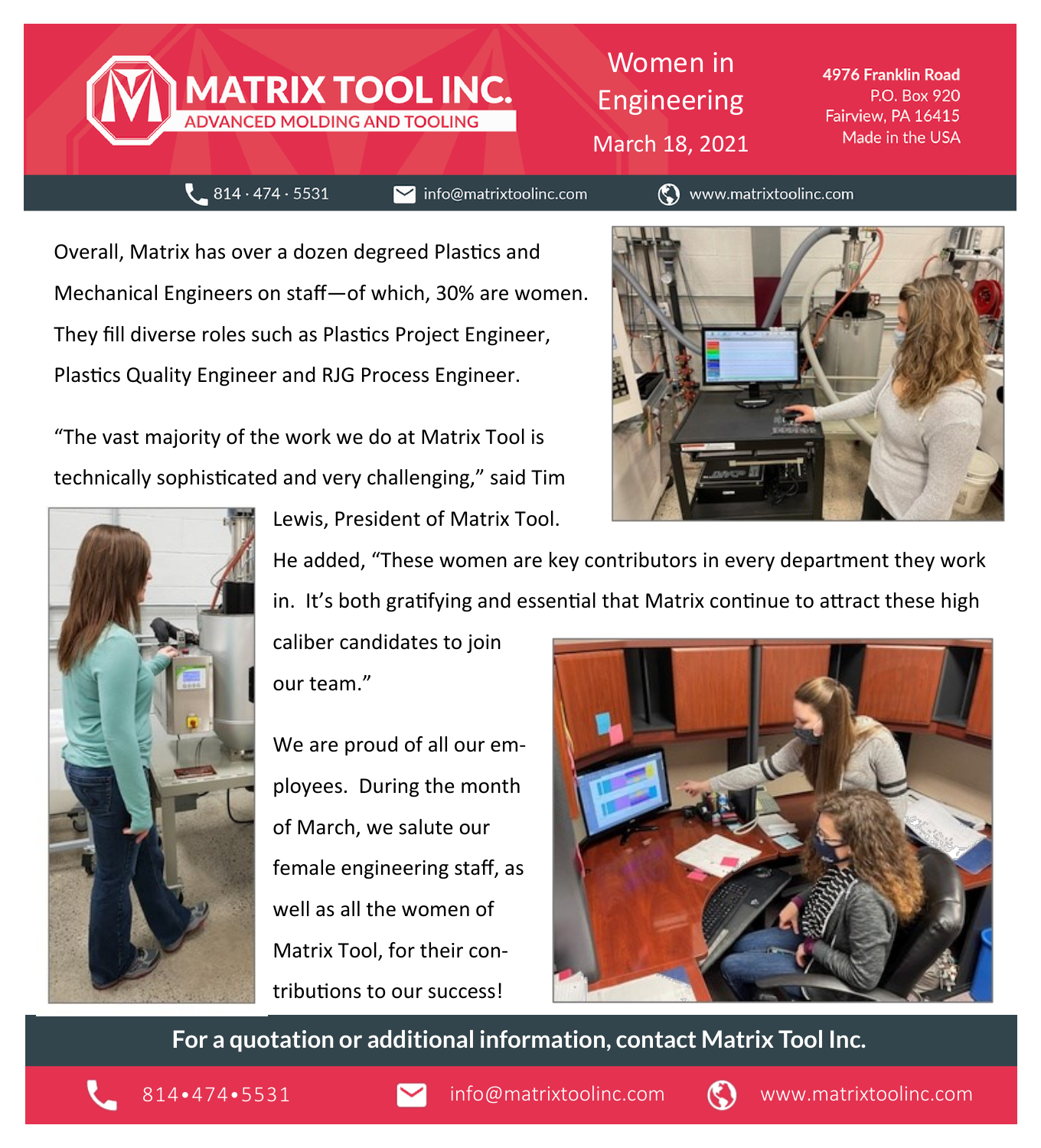# MATRIX TOOL INC.

ADVANCED MOLDING AND TOOLING

## Women in Engineering

March 18, 2021

4976 Franklin Road
P.O. Box 920
Fairview, PA 16415
Made in the USA

814 · 474 · 5531 | info@matrixtoolinc.com | www.matrixtoolinc.com

Overall, Matrix has over a dozen degreed Plastics and Mechanical Engineers on staff—of which, 30% are women. They fill diverse roles such as Plastics Project Engineer, Plastics Quality Engineer and RJG Process Engineer.

"The vast majority of the work we do at Matrix Tool is technically sophisticated and very challenging," said Tim Lewis, President of Matrix Tool. He added, "These women are key contributors in every department they work in. It's both gratifying and essential that Matrix continue to attract these high caliber candidates to join our team."

We are proud of all our employees. During the month of March, we salute our female engineering staff, as well as all the women of Matrix Tool, for their contributions to our success!

**For a quotation or additional information, contact Matrix Tool Inc.**

814•474•5531 | info@matrixtoolinc.com | www.matrixtoolinc.com